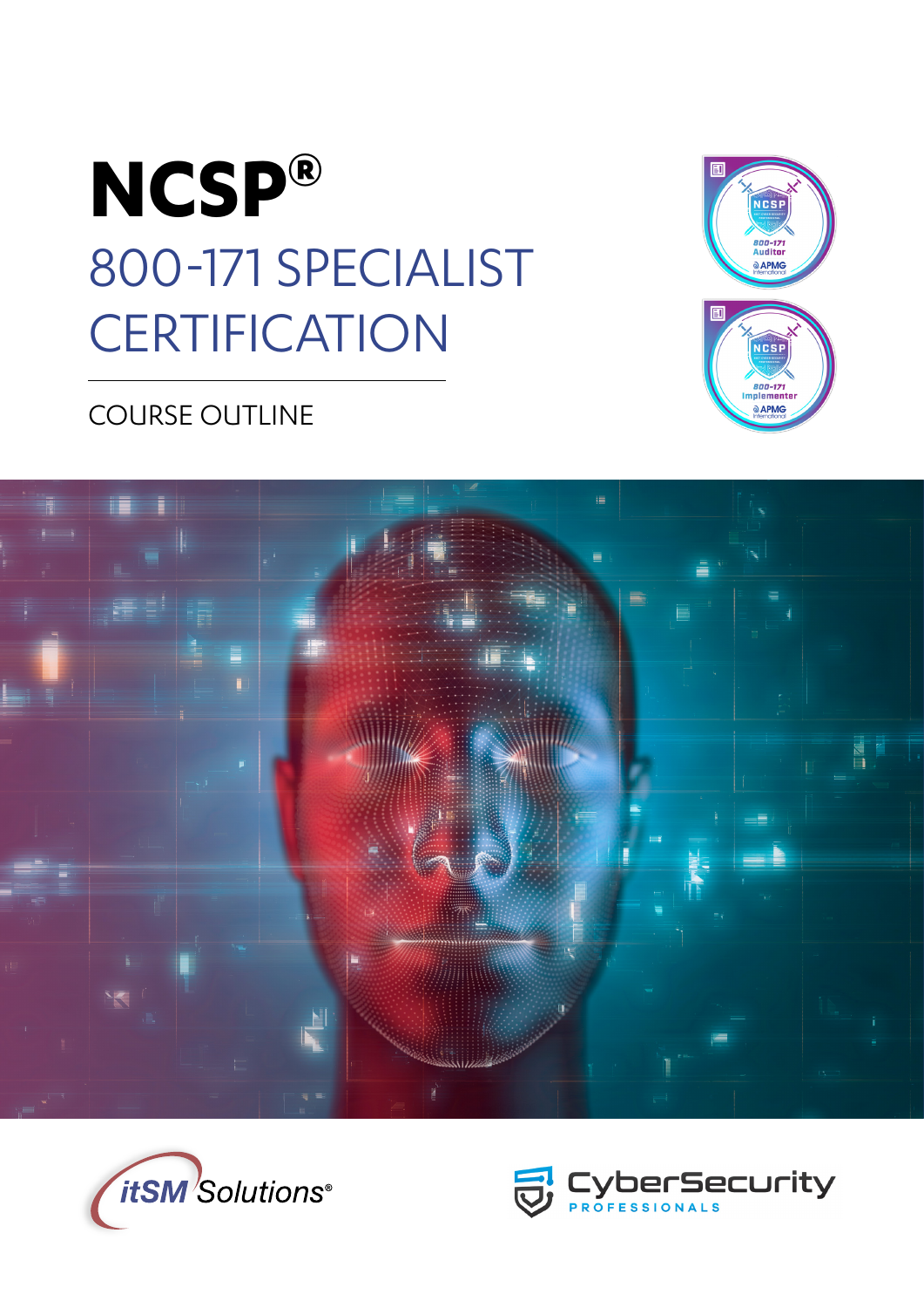# NCSP®

## 800-171 SPECIALIST CERTIFICATION

COURSE OUTLINE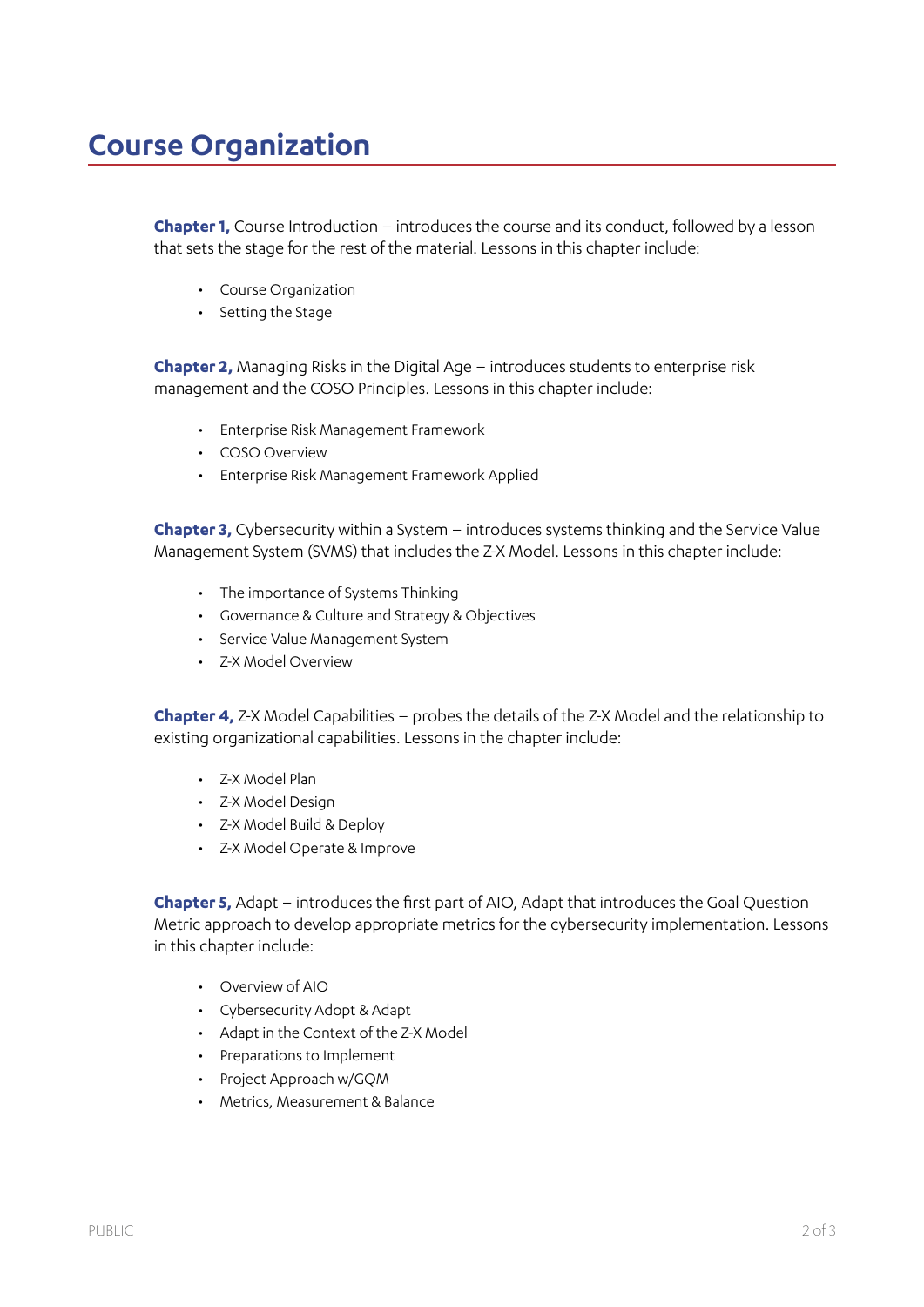# Course Organization

**Chapter 1,** Course Introduction – introduces the course and its conduct, followed by a lesson that sets the stage for the rest of the material. Lessons in this chapter include:

- Course Organization
- Setting the Stage

**Chapter 2,** Managing Risks in the Digital Age – introduces students to enterprise risk management and the COSO Principles. Lessons in this chapter include:

- Enterprise Risk Management Framework
- COSO Overview
- Enterprise Risk Management Framework Applied

**Chapter 3,** Cybersecurity within a System – introduces systems thinking and the Service Value Management System (SVMS) that includes the Z-X Model. Lessons in this chapter include:

- The importance of Systems Thinking
- Governance & Culture and Strategy & Objectives
- Service Value Management System
- Z-X Model Overview

**Chapter 4,** Z-X Model Capabilities – probes the details of the Z-X Model and the relationship to existing organizational capabilities. Lessons in the chapter include:

- Z-X Model Plan
- Z-X Model Design
- Z-X Model Build & Deploy
- Z-X Model Operate & Improve

**Chapter 5,** Adapt – introduces the first part of AIO, Adapt that introduces the Goal Question Metric approach to develop appropriate metrics for the cybersecurity implementation. Lessons in this chapter include:

- Overview of AIO
- Cybersecurity Adopt & Adapt
- Adapt in the Context of the Z-X Model
- Preparations to Implement
- Project Approach w/GQM
- Metrics, Measurement & Balance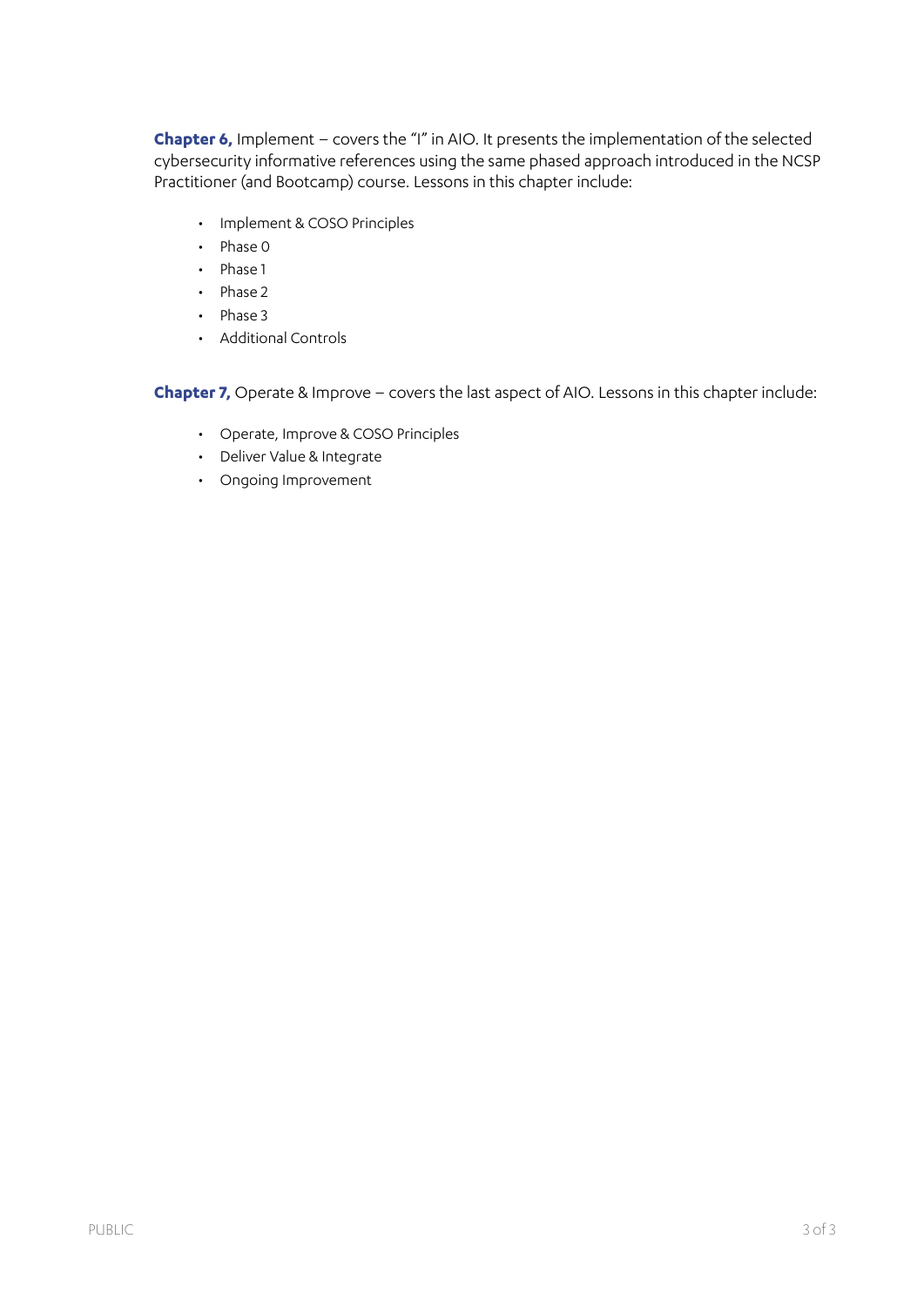**Chapter 6,** Implement – covers the "I" in AIO. It presents the implementation of the selected cybersecurity informative references using the same phased approach introduced in the NCSP Practitioner (and Bootcamp) course. Lessons in this chapter include:

- Implement & COSO Principles
- Phase 0
- Phase 1
- Phase 2
- Phase 3
- Additional Controls

**Chapter 7,** Operate & Improve – covers the last aspect of AIO. Lessons in this chapter include:

- Operate, Improve & COSO Principles
- Deliver Value & Integrate
- Ongoing Improvement